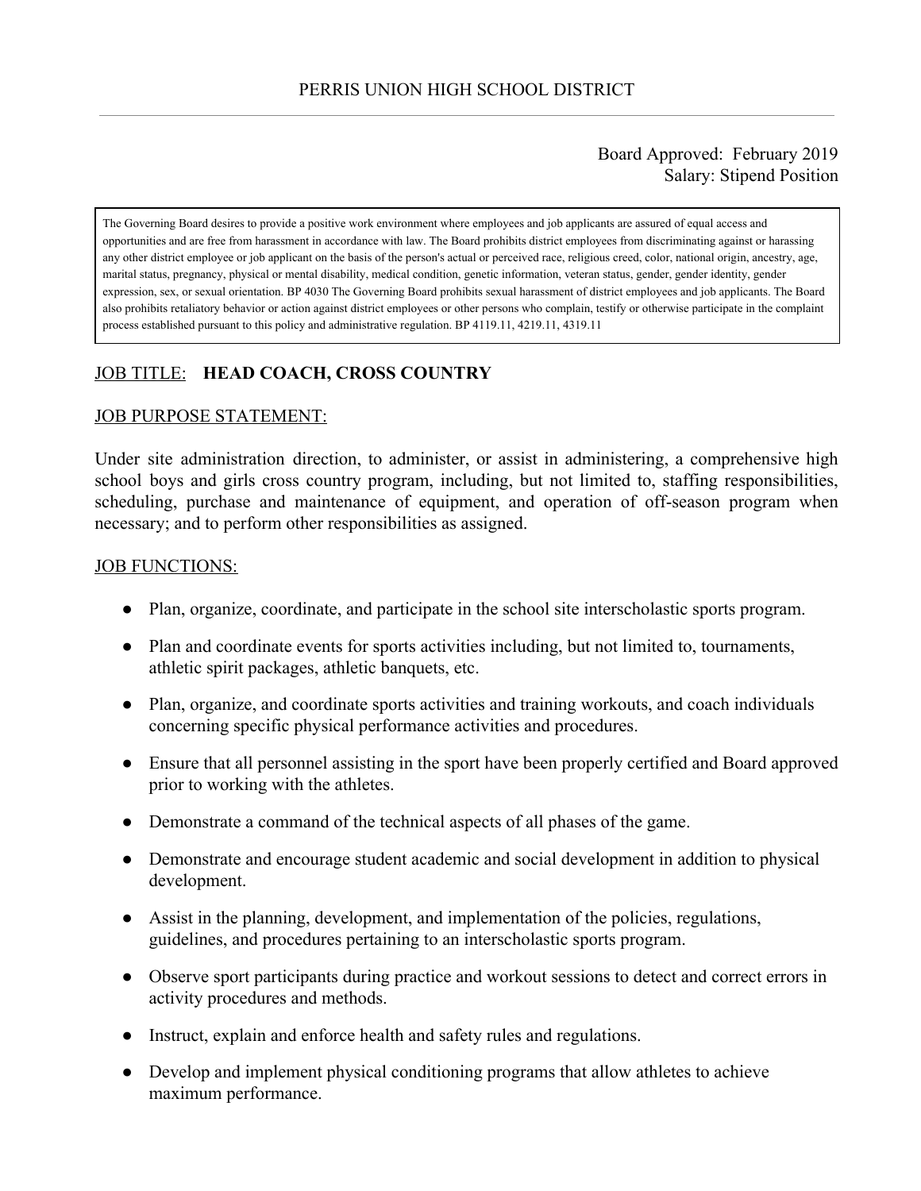PERRIS UNION HIGH SCHOOL DISTRICT

---

Board Approved: February 2019
Salary: Stipend Position

> The Governing Board desires to provide a positive work environment where employees and job applicants are assured of equal access and opportunities and are free from harassment in accordance with law. The Board prohibits district employees from discriminating against or harassing any other district employee or job applicant on the basis of the person's actual or perceived race, religious creed, color, national origin, ancestry, age, marital status, pregnancy, physical or mental disability, medical condition, genetic information, veteran status, gender, gender identity, gender expression, sex, or sexual orientation. BP 4030 The Governing Board prohibits sexual harassment of district employees and job applicants. The Board also prohibits retaliatory behavior or action against district employees or other persons who complain, testify or otherwise participate in the complaint process established pursuant to this policy and administrative regulation. BP 4119.11, 4219.11, 4319.11

## JOB TITLE: **HEAD COACH, CROSS COUNTRY**

## JOB PURPOSE STATEMENT:

Under site administration direction, to administer, or assist in administering, a comprehensive high school boys and girls cross country program, including, but not limited to, staffing responsibilities, scheduling, purchase and maintenance of equipment, and operation of off-season program when necessary; and to perform other responsibilities as assigned.

## JOB FUNCTIONS:

- Plan, organize, coordinate, and participate in the school site interscholastic sports program.
- Plan and coordinate events for sports activities including, but not limited to, tournaments, athletic spirit packages, athletic banquets, etc.
- Plan, organize, and coordinate sports activities and training workouts, and coach individuals concerning specific physical performance activities and procedures.
- Ensure that all personnel assisting in the sport have been properly certified and Board approved prior to working with the athletes.
- Demonstrate a command of the technical aspects of all phases of the game.
- Demonstrate and encourage student academic and social development in addition to physical development.
- Assist in the planning, development, and implementation of the policies, regulations, guidelines, and procedures pertaining to an interscholastic sports program.
- Observe sport participants during practice and workout sessions to detect and correct errors in activity procedures and methods.
- Instruct, explain and enforce health and safety rules and regulations.
- Develop and implement physical conditioning programs that allow athletes to achieve maximum performance.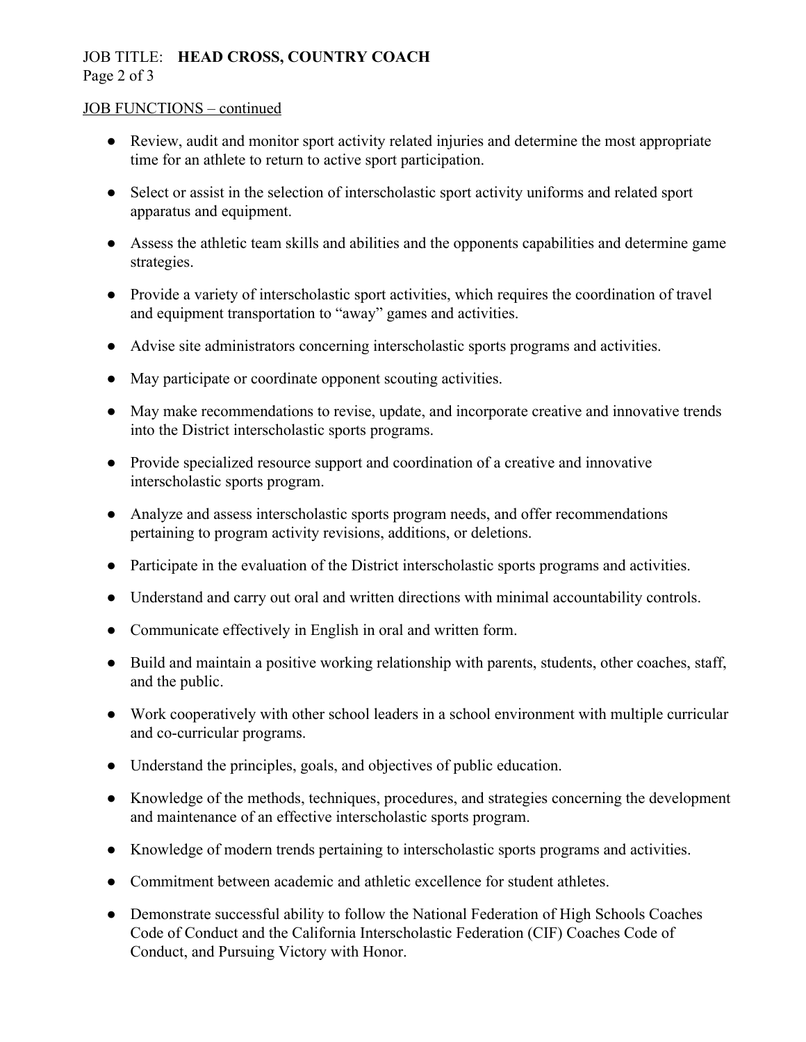JOB FUNCTIONS – continued

- Review, audit and monitor sport activity related injuries and determine the most appropriate time for an athlete to return to active sport participation.
- Select or assist in the selection of interscholastic sport activity uniforms and related sport apparatus and equipment.
- Assess the athletic team skills and abilities and the opponents capabilities and determine game strategies.
- Provide a variety of interscholastic sport activities, which requires the coordination of travel and equipment transportation to "away" games and activities.
- Advise site administrators concerning interscholastic sports programs and activities.
- May participate or coordinate opponent scouting activities.
- May make recommendations to revise, update, and incorporate creative and innovative trends into the District interscholastic sports programs.
- Provide specialized resource support and coordination of a creative and innovative interscholastic sports program.
- Analyze and assess interscholastic sports program needs, and offer recommendations pertaining to program activity revisions, additions, or deletions.
- Participate in the evaluation of the District interscholastic sports programs and activities.
- Understand and carry out oral and written directions with minimal accountability controls.
- Communicate effectively in English in oral and written form.
- Build and maintain a positive working relationship with parents, students, other coaches, staff, and the public.
- Work cooperatively with other school leaders in a school environment with multiple curricular and co-curricular programs.
- Understand the principles, goals, and objectives of public education.
- Knowledge of the methods, techniques, procedures, and strategies concerning the development and maintenance of an effective interscholastic sports program.
- Knowledge of modern trends pertaining to interscholastic sports programs and activities.
- Commitment between academic and athletic excellence for student athletes.
- Demonstrate successful ability to follow the National Federation of High Schools Coaches Code of Conduct and the California Interscholastic Federation (CIF) Coaches Code of Conduct, and Pursuing Victory with Honor.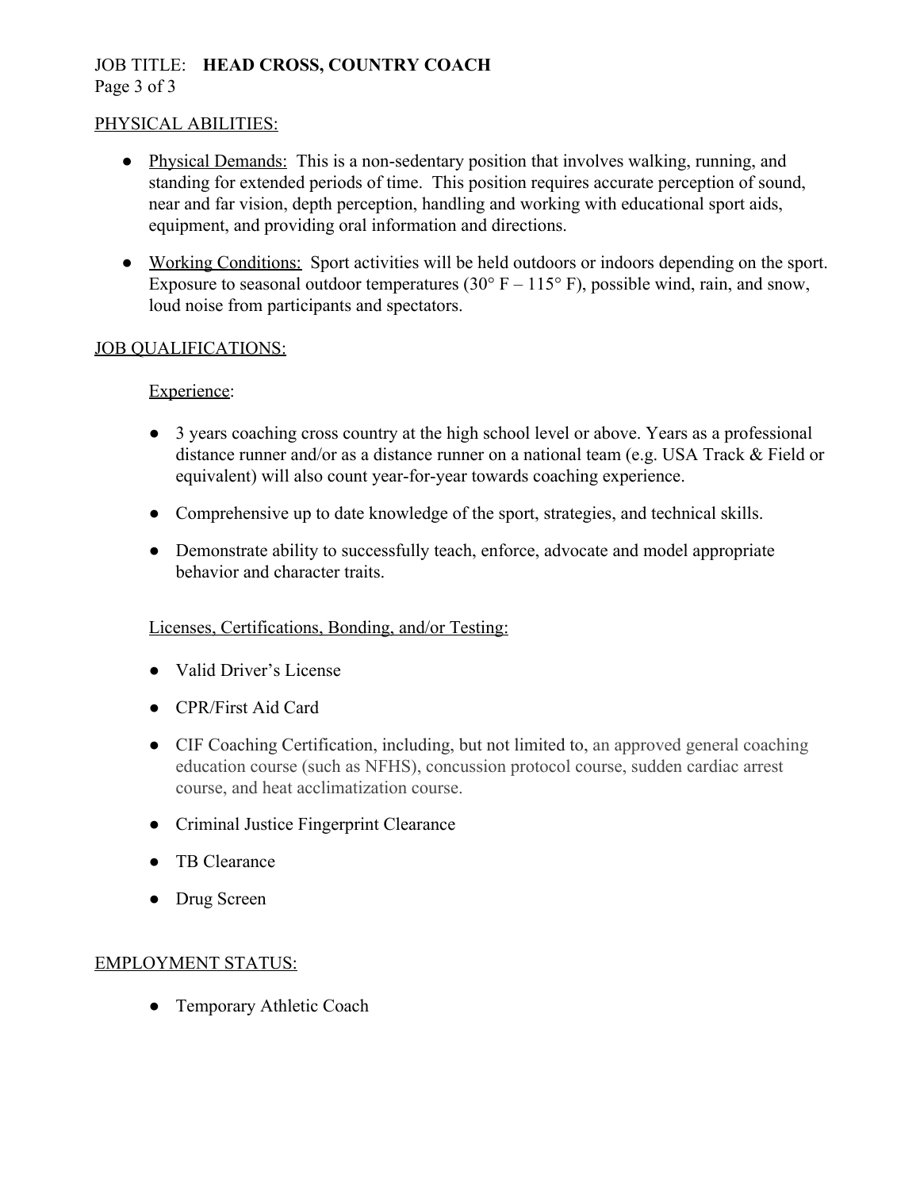## PHYSICAL ABILITIES:

- Physical Demands: This is a non-sedentary position that involves walking, running, and standing for extended periods of time. This position requires accurate perception of sound, near and far vision, depth perception, handling and working with educational sport aids, equipment, and providing oral information and directions.
- Working Conditions: Sport activities will be held outdoors or indoors depending on the sport. Exposure to seasonal outdoor temperatures (30° F – 115° F), possible wind, rain, and snow, loud noise from participants and spectators.

## JOB QUALIFICATIONS:

### Experience:

- 3 years coaching cross country at the high school level or above. Years as a professional distance runner and/or as a distance runner on a national team (e.g. USA Track & Field or equivalent) will also count year-for-year towards coaching experience.
- Comprehensive up to date knowledge of the sport, strategies, and technical skills.
- Demonstrate ability to successfully teach, enforce, advocate and model appropriate behavior and character traits.

### Licenses, Certifications, Bonding, and/or Testing:

- Valid Driver's License
- CPR/First Aid Card
- CIF Coaching Certification, including, but not limited to, an approved general coaching education course (such as NFHS), concussion protocol course, sudden cardiac arrest course, and heat acclimatization course.
- Criminal Justice Fingerprint Clearance
- TB Clearance
- Drug Screen

## EMPLOYMENT STATUS:

- Temporary Athletic Coach